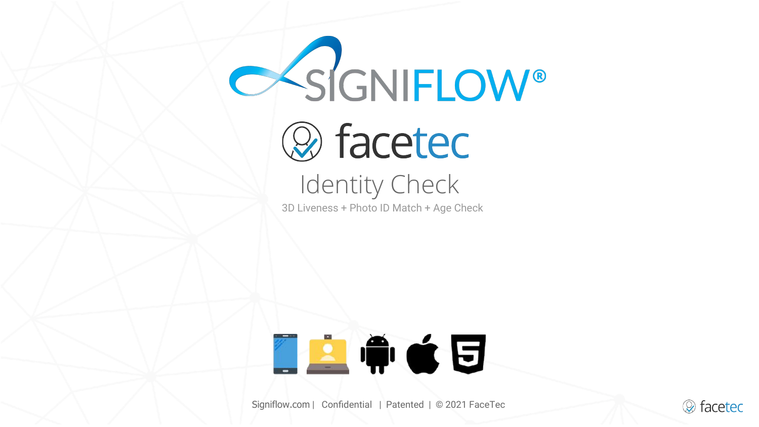# SIGNIFLOW®

## facetec

## Identity Check

3D Liveness + Photo ID Match + Age Check

Signiflow.com | Confidential | Patented | © 2021 FaceTec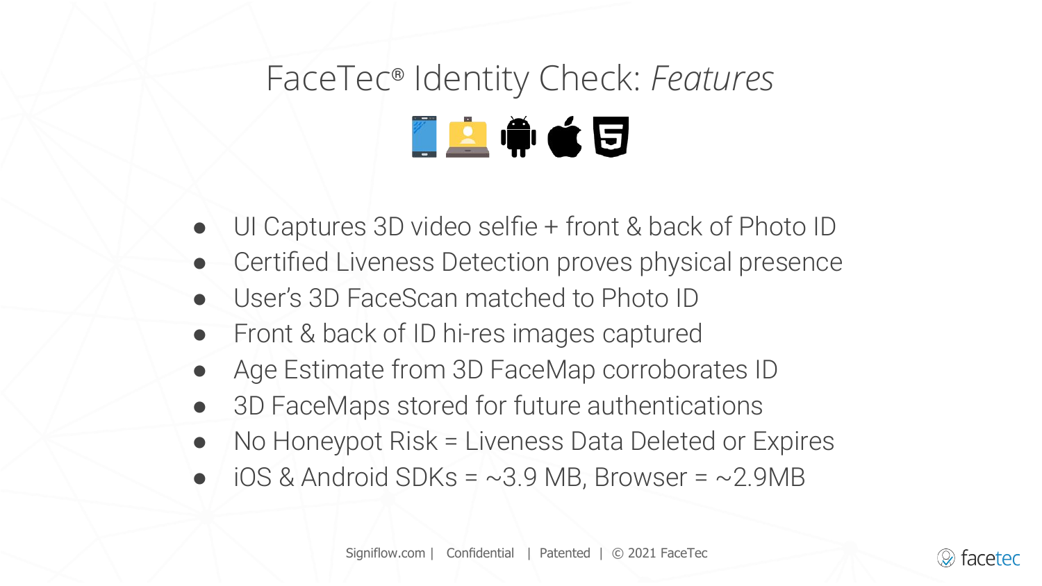# FaceTec® Identity Check: *Features*

- UI Captures 3D video selfie + front & back of Photo ID
- Certified Liveness Detection proves physical presence
- User's 3D FaceScan matched to Photo ID
- Front & back of ID hi-res images captured
- Age Estimate from 3D FaceMap corroborates ID
- 3D FaceMaps stored for future authentications
- No Honeypot Risk = Liveness Data Deleted or Expires
- iOS & Android SDKs = ~3.9 MB, Browser = ~2.9MB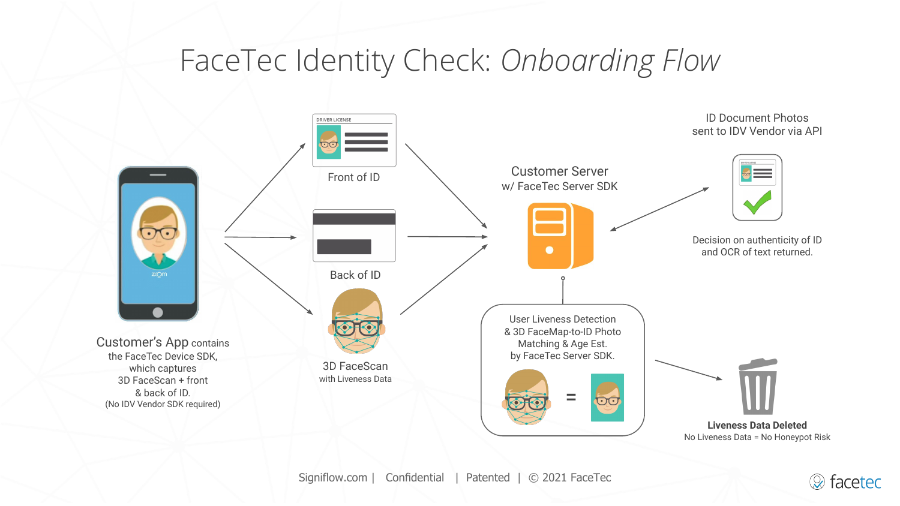# FaceTec Identity Check: *Onboarding Flow*

Front of ID

Back of ID

3D FaceScan
with Liveness Data

Customer's App contains the FaceTec Device SDK, which captures 3D FaceScan + front & back of ID.
(No IDV Vendor SDK required)

Customer Server
w/ FaceTec Server SDK

ID Document Photos
sent to IDV Vendor via API

Decision on authenticity of ID and OCR of text returned.

User Liveness Detection
& 3D FaceMap-to-ID Photo Matching & Age Est.
by FaceTec Server SDK.

**Liveness Data Deleted**
No Liveness Data = No Honeypot Risk

Signiflow.com | Confidential | Patented | © 2021 FaceTec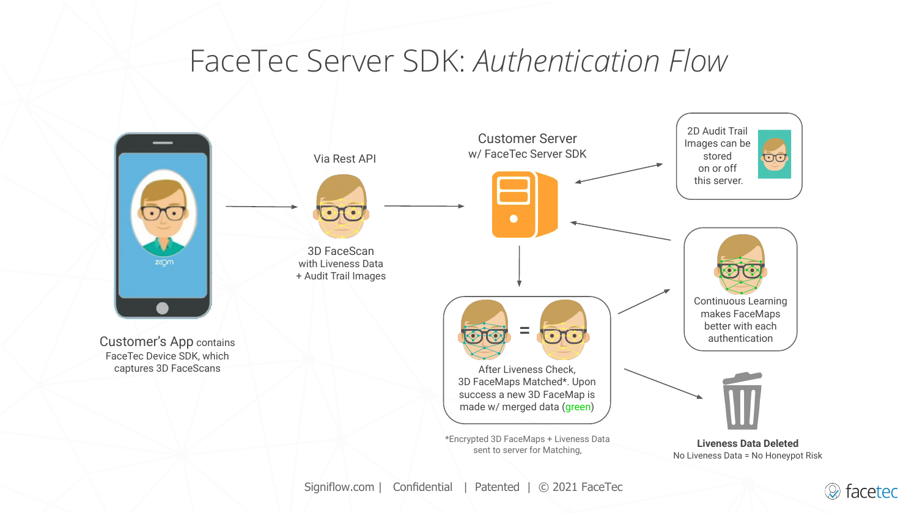# FaceTec Server SDK: *Authentication Flow*

**Customer's App** contains FaceTec Device SDK, which captures 3D FaceScans

Via Rest API

3D FaceScan with Liveness Data + Audit Trail Images

Customer Server w/ FaceTec Server SDK

2D Audit Trail Images can be stored on or off this server.

Continuous Learning makes FaceMaps better with each authentication

After Liveness Check, 3D FaceMaps Matched*. Upon success a new 3D FaceMap is made w/ merged data (green)

*Encrypted 3D FaceMaps + Liveness Data sent to server for Matching,

**Liveness Data Deleted**
No Liveness Data = No Honeypot Risk

Signiflow.com | Confidential | Patented | © 2021 FaceTec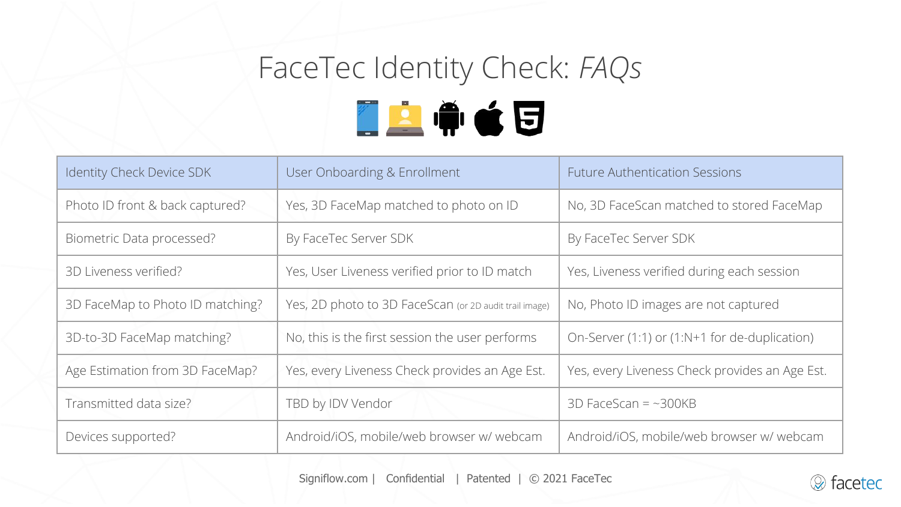# FaceTec Identity Check: *FAQs*

| Identity Check Device SDK | User Onboarding & Enrollment | Future Authentication Sessions |
|---|---|---|
| Photo ID front & back captured? | Yes, 3D FaceMap matched to photo on ID | No, 3D FaceScan matched to stored FaceMap |
| Biometric Data processed? | By FaceTec Server SDK | By FaceTec Server SDK |
| 3D Liveness verified? | Yes, User Liveness verified prior to ID match | Yes, Liveness verified during each session |
| 3D FaceMap to Photo ID matching? | Yes, 2D photo to 3D FaceScan (or 2D audit trail image) | No, Photo ID images are not captured |
| 3D-to-3D FaceMap matching? | No, this is the first session the user performs | On-Server (1:1) or (1:N+1 for de-duplication) |
| Age Estimation from 3D FaceMap? | Yes, every Liveness Check provides an Age Est. | Yes, every Liveness Check provides an Age Est. |
| Transmitted data size? | TBD by IDV Vendor | 3D FaceScan = ~300KB |
| Devices supported? | Android/iOS, mobile/web browser w/ webcam | Android/iOS, mobile/web browser w/ webcam |

Signiflow.com | Confidential | Patented | © 2021 FaceTec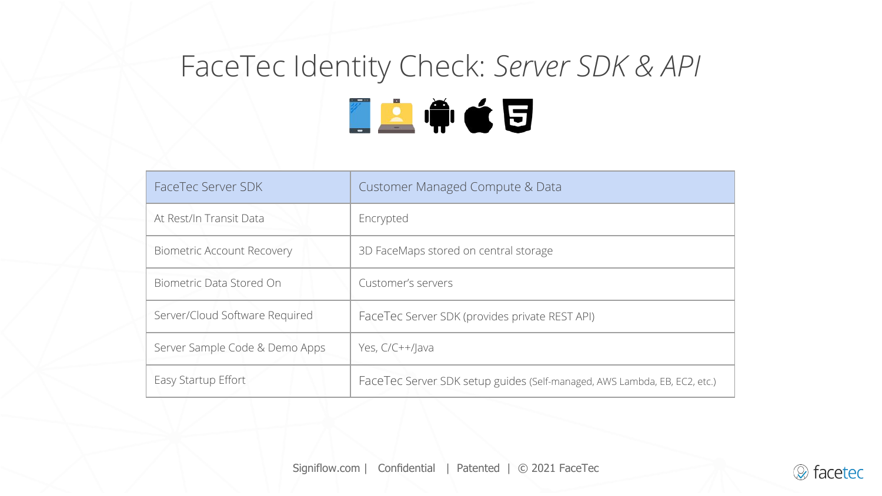# FaceTec Identity Check: *Server SDK & API*

| FaceTec Server SDK | Customer Managed Compute & Data |
| --- | --- |
| At Rest/In Transit Data | Encrypted |
| Biometric Account Recovery | 3D FaceMaps stored on central storage |
| Biometric Data Stored On | Customer's servers |
| Server/Cloud Software Required | FaceTec Server SDK (provides private REST API) |
| Server Sample Code & Demo Apps | Yes, C/C++/Java |
| Easy Startup Effort | FaceTec Server SDK setup guides (Self-managed, AWS Lambda, EB, EC2, etc.) |

Signiflow.com | Confidential | Patented | © 2021 FaceTec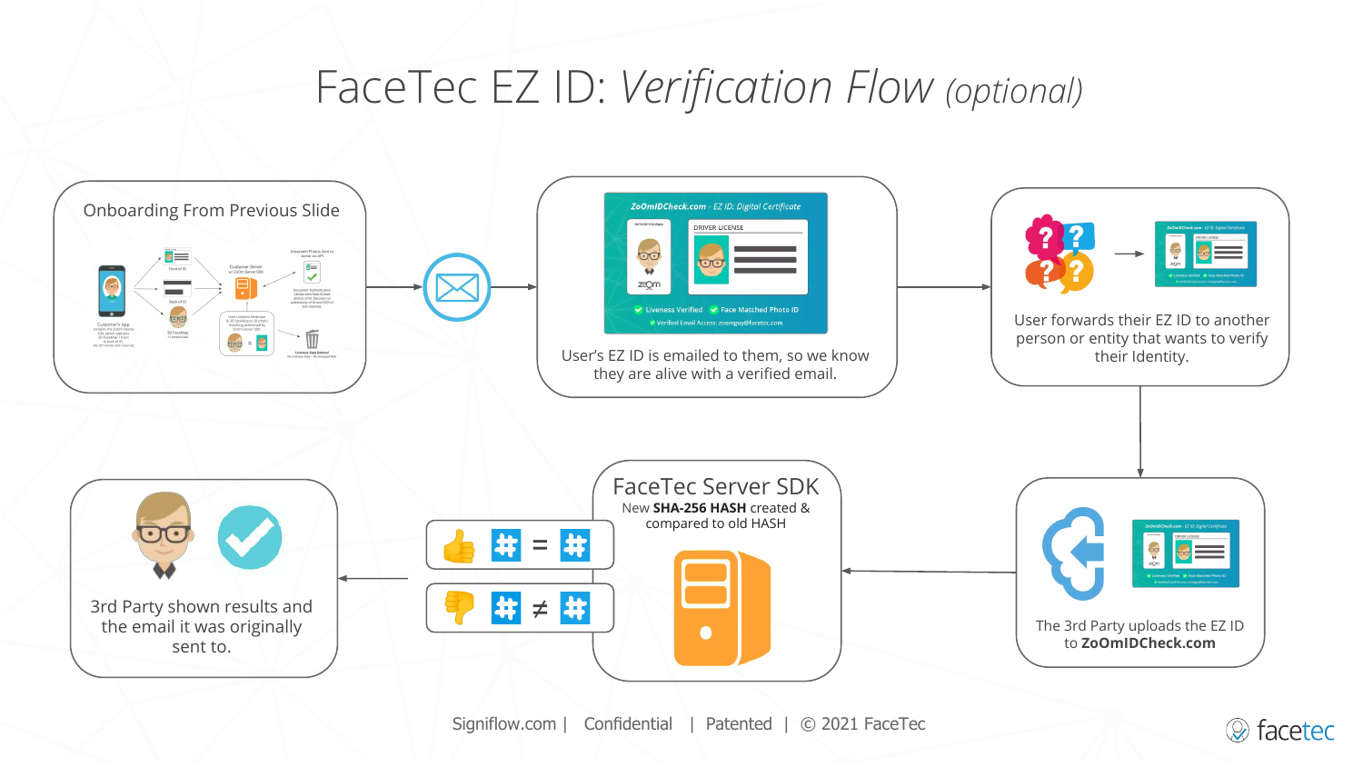# FaceTec EZ ID: *Verification Flow* (optional)

Onboarding From Previous Slide

User's EZ ID is emailed to them, so we know they are alive with a verified email.

User forwards their EZ ID to another person or entity that wants to verify their Identity.

The 3rd Party uploads the EZ ID to **ZoOmIDCheck.com**

FaceTec Server SDK

New **SHA-256 HASH** created & compared to old HASH

3rd Party shown results and the email it was originally sent to.

Signiflow.com | Confidential | Patented | © 2021 FaceTec